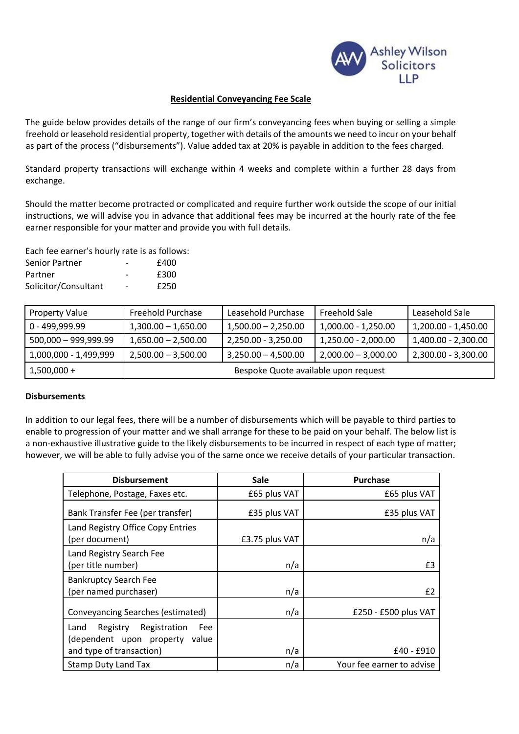Ashley Wilson Solicitors LLP

## Residential Conveyancing Fee Scale

The guide below provides details of the range of our firm's conveyancing fees when buying or selling a simple freehold or leasehold residential property, together with details of the amounts we need to incur on your behalf as part of the process ("disbursements"). Value added tax at 20% is payable in addition to the fees charged.

Standard property transactions will exchange within 4 weeks and complete within a further 28 days from exchange.

Should the matter become protracted or complicated and require further work outside the scope of our initial instructions, we will advise you in advance that additional fees may be incurred at the hourly rate of the fee earner responsible for your matter and provide you with full details.

Each fee earner's hourly rate is as follows:

| | | |
|---|---|---|
| Senior Partner | - | £400 |
| Partner | - | £300 |
| Solicitor/Consultant | - | £250 |

| Property Value | Freehold Purchase | Leasehold Purchase | Freehold Sale | Leasehold Sale |
|---|---|---|---|---|
| 0 - 499,999.99 | 1,300.00 – 1,650.00 | 1,500.00 – 2,250.00 | 1,000.00 - 1,250.00 | 1,200.00 - 1,450.00 |
| 500,000 – 999,999.99 | 1,650.00 – 2,500.00 | 2,250.00 - 3,250.00 | 1,250.00 - 2,000.00 | 1,400.00 - 2,300.00 |
| 1,000,000 - 1,499,999 | 2,500.00 – 3,500.00 | 3,250.00 – 4,500.00 | 2,000.00 – 3,000.00 | 2,300.00 - 3,300.00 |
| 1,500,000 + | Bespoke Quote available upon request | | | |

### Disbursements

In addition to our legal fees, there will be a number of disbursements which will be payable to third parties to enable to progression of your matter and we shall arrange for these to be paid on your behalf. The below list is a non-exhaustive illustrative guide to the likely disbursements to be incurred in respect of each type of matter; however, we will be able to fully advise you of the same once we receive details of your particular transaction.

| Disbursement | Sale | Purchase |
|---|---|---|
| Telephone, Postage, Faxes etc. | £65 plus VAT | £65 plus VAT |
| Bank Transfer Fee (per transfer) | £35 plus VAT | £35 plus VAT |
| Land Registry Office Copy Entries (per document) | £3.75 plus VAT | n/a |
| Land Registry Search Fee (per title number) | n/a | £3 |
| Bankruptcy Search Fee (per named purchaser) | n/a | £2 |
| Conveyancing Searches (estimated) | n/a | £250 - £500 plus VAT |
| Land Registry Registration Fee (dependent upon property value and type of transaction) | n/a | £40 - £910 |
| Stamp Duty Land Tax | n/a | Your fee earner to advise |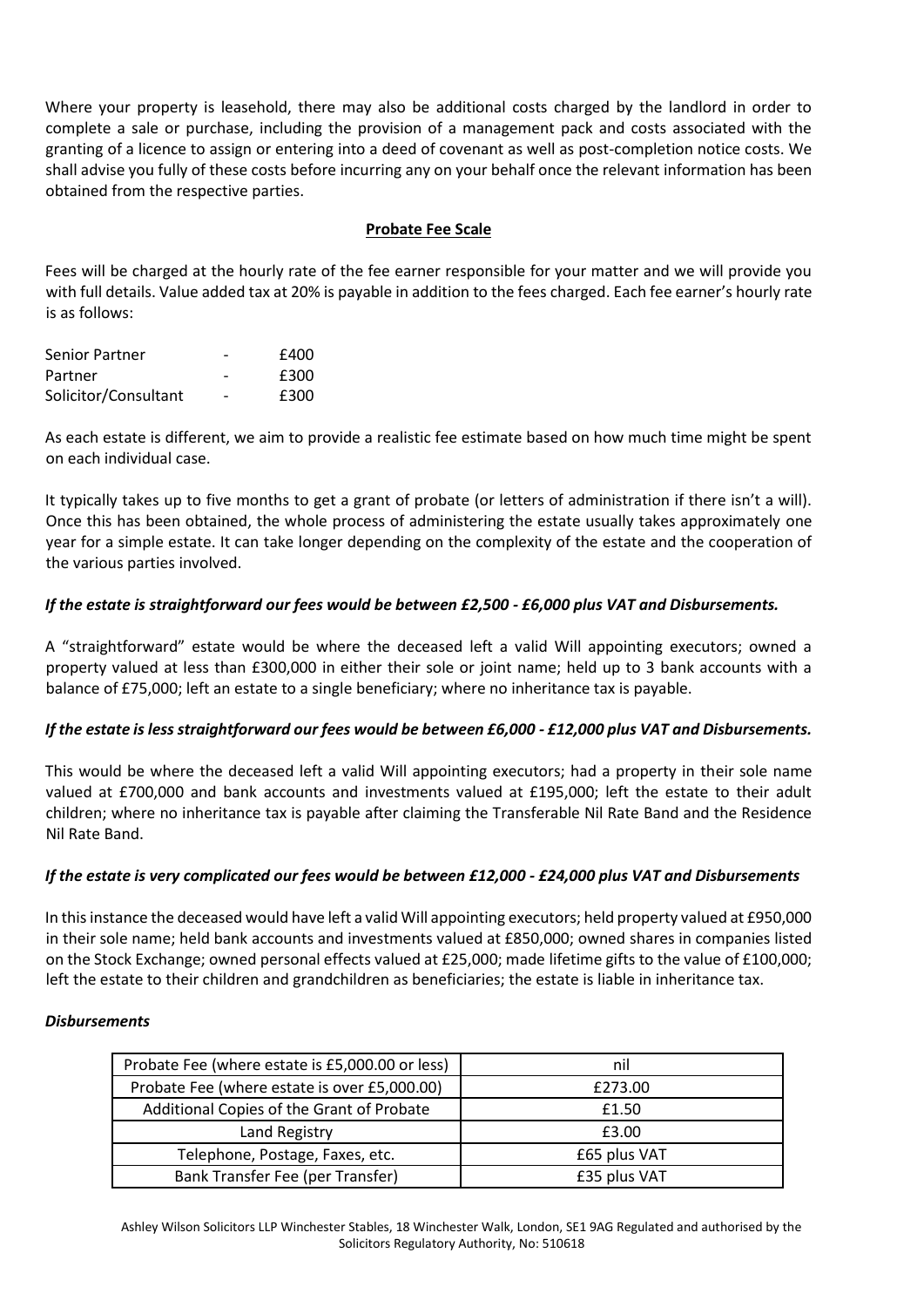Where your property is leasehold, there may also be additional costs charged by the landlord in order to complete a sale or purchase, including the provision of a management pack and costs associated with the granting of a licence to assign or entering into a deed of covenant as well as post-completion notice costs. We shall advise you fully of these costs before incurring any on your behalf once the relevant information has been obtained from the respective parties.

## **Probate Fee Scale**

Fees will be charged at the hourly rate of the fee earner responsible for your matter and we will provide you with full details. Value added tax at 20% is payable in addition to the fees charged. Each fee earner's hourly rate is as follows:

| | | |
|---|---|---|
| Senior Partner | - | £400 |
| Partner | - | £300 |
| Solicitor/Consultant | - | £300 |

As each estate is different, we aim to provide a realistic fee estimate based on how much time might be spent on each individual case.

It typically takes up to five months to get a grant of probate (or letters of administration if there isn't a will). Once this has been obtained, the whole process of administering the estate usually takes approximately one year for a simple estate. It can take longer depending on the complexity of the estate and the cooperation of the various parties involved.

***If the estate is straightforward our fees would be between £2,500 - £6,000 plus VAT and Disbursements.***

A "straightforward" estate would be where the deceased left a valid Will appointing executors; owned a property valued at less than £300,000 in either their sole or joint name; held up to 3 bank accounts with a balance of £75,000; left an estate to a single beneficiary; where no inheritance tax is payable.

***If the estate is less straightforward our fees would be between £6,000 - £12,000 plus VAT and Disbursements.***

This would be where the deceased left a valid Will appointing executors; had a property in their sole name valued at £700,000 and bank accounts and investments valued at £195,000; left the estate to their adult children; where no inheritance tax is payable after claiming the Transferable Nil Rate Band and the Residence Nil Rate Band.

***If the estate is very complicated our fees would be between £12,000 - £24,000 plus VAT and Disbursements***

In this instance the deceased would have left a valid Will appointing executors; held property valued at £950,000 in their sole name; held bank accounts and investments valued at £850,000; owned shares in companies listed on the Stock Exchange; owned personal effects valued at £25,000; made lifetime gifts to the value of £100,000; left the estate to their children and grandchildren as beneficiaries; the estate is liable in inheritance tax.

***Disbursements***

| | |
|---|---|
| Probate Fee (where estate is £5,000.00 or less) | nil |
| Probate Fee (where estate is over £5,000.00) | £273.00 |
| Additional Copies of the Grant of Probate | £1.50 |
| Land Registry | £3.00 |
| Telephone, Postage, Faxes, etc. | £65 plus VAT |
| Bank Transfer Fee (per Transfer) | £35 plus VAT |

Ashley Wilson Solicitors LLP Winchester Stables, 18 Winchester Walk, London, SE1 9AG Regulated and authorised by the Solicitors Regulatory Authority, No: 510618